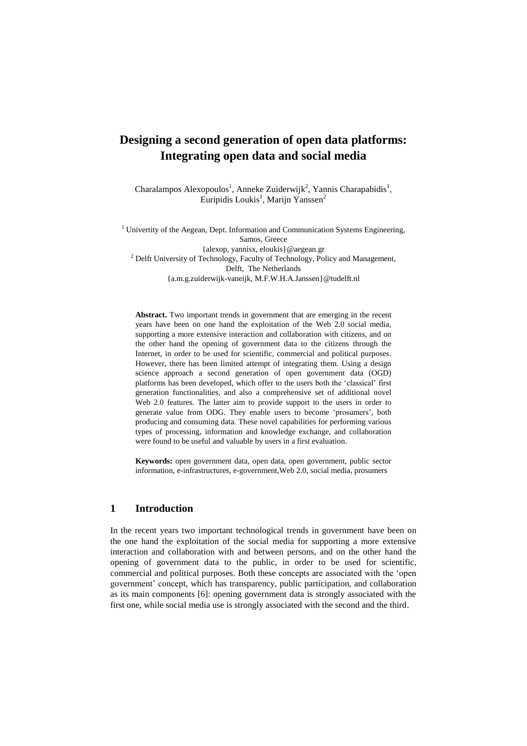# Designing a second generation of open data platforms: Integrating open data and social media

Charalampos Alexopoulos[1], Anneke Zuiderwijk[2], Yannis Charapabidis[1], Euripidis Loukis[1], Marijn Yanssen[2]

[1] Univertity of the Aegean, Dept. Information and Communication Systems Engineering, Samos, Greece
{alexop, yannisx, eloukis}@aegean.gr
[2] Delft University of Technology, Faculty of Technology, Policy and Management, Delft, The Netherlands
{a.m.g.zuiderwijk-vaneijk, M.F.W.H.A.Janssen}@tudelft.nl

**Abstract.** Two important trends in government that are emerging in the recent years have been on one hand the exploitation of the Web 2.0 social media, supporting a more extensive interaction and collaboration with citizens, and on the other hand the opening of government data to the citizens through the Internet, in order to be used for scientific, commercial and political purposes. However, there has been limited attempt of integrating them. Using a design science approach a second generation of open government data (OGD) platforms has been developed, which offer to the users both the 'classical' first generation functionalities, and also a comprehensive set of additional novel Web 2.0 features. The latter aim to provide support to the users in order to generate value from ODG. They enable users to become 'prosumers', both producing and consuming data. These novel capabilities for performing various types of processing, information and knowledge exchange, and collaboration were found to be useful and valuable by users in a first evaluation.

**Keywords:** open government data, open data, open government, public sector information, e-infrastructures, e-government,Web 2.0, social media, prosumers

## 1 Introduction

In the recent years two important technological trends in government have been on the one hand the exploitation of the social media for supporting a more extensive interaction and collaboration with and between persons, and on the other hand the opening of government data to the public, in order to be used for scientific, commercial and political purposes. Both these concepts are associated with the 'open government' concept, which has transparency, public participation, and collaboration as its main components [6]: opening government data is strongly associated with the first one, while social media use is strongly associated with the second and the third.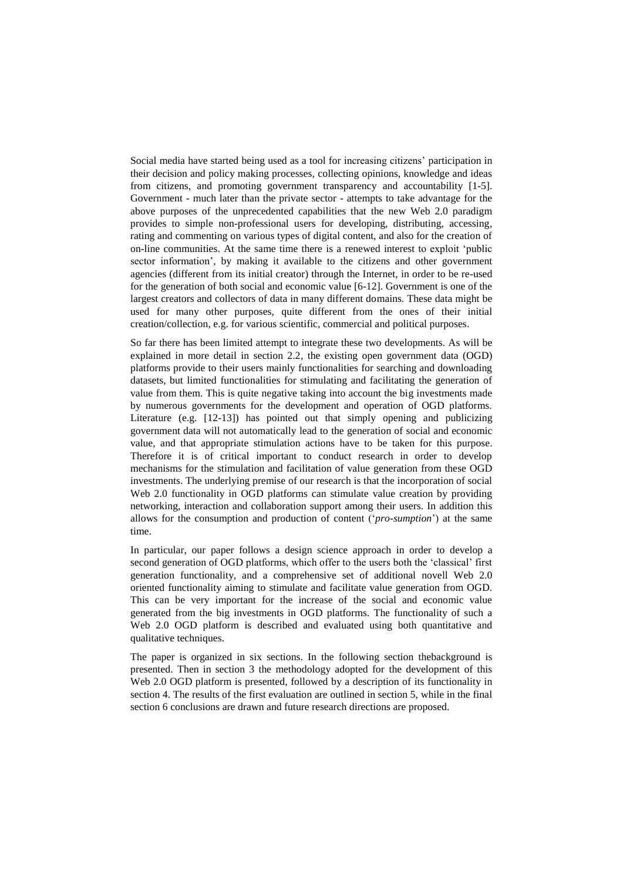Social media have started being used as a tool for increasing citizens' participation in their decision and policy making processes, collecting opinions, knowledge and ideas from citizens, and promoting government transparency and accountability [1-5]. Government - much later than the private sector - attempts to take advantage for the above purposes of the unprecedented capabilities that the new Web 2.0 paradigm provides to simple non-professional users for developing, distributing, accessing, rating and commenting on various types of digital content, and also for the creation of on-line communities. At the same time there is a renewed interest to exploit 'public sector information', by making it available to the citizens and other government agencies (different from its initial creator) through the Internet, in order to be re-used for the generation of both social and economic value [6-12]. Government is one of the largest creators and collectors of data in many different domains. These data might be used for many other purposes, quite different from the ones of their initial creation/collection, e.g. for various scientific, commercial and political purposes.

So far there has been limited attempt to integrate these two developments. As will be explained in more detail in section 2.2, the existing open government data (OGD) platforms provide to their users mainly functionalities for searching and downloading datasets, but limited functionalities for stimulating and facilitating the generation of value from them. This is quite negative taking into account the big investments made by numerous governments for the development and operation of OGD platforms. Literature (e.g. [12-13]) has pointed out that simply opening and publicizing government data will not automatically lead to the generation of social and economic value, and that appropriate stimulation actions have to be taken for this purpose. Therefore it is of critical important to conduct research in order to develop mechanisms for the stimulation and facilitation of value generation from these OGD investments. The underlying premise of our research is that the incorporation of social Web 2.0 functionality in OGD platforms can stimulate value creation by providing networking, interaction and collaboration support among their users. In addition this allows for the consumption and production of content ('*pro-sumption*') at the same time.

In particular, our paper follows a design science approach in order to develop a second generation of OGD platforms, which offer to the users both the 'classical' first generation functionality, and a comprehensive set of additional novell Web 2.0 oriented functionality aiming to stimulate and facilitate value generation from OGD. This can be very important for the increase of the social and economic value generated from the big investments in OGD platforms. The functionality of such a Web 2.0 OGD platform is described and evaluated using both quantitative and qualitative techniques.

The paper is organized in six sections. In the following section thebackground is presented. Then in section 3 the methodology adopted for the development of this Web 2.0 OGD platform is presented, followed by a description of its functionality in section 4. The results of the first evaluation are outlined in section 5, while in the final section 6 conclusions are drawn and future research directions are proposed.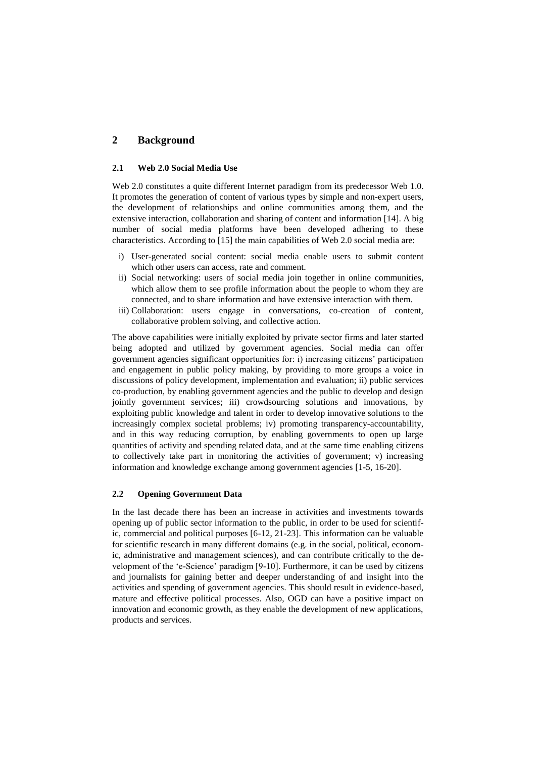## 2 Background

### 2.1 Web 2.0 Social Media Use

Web 2.0 constitutes a quite different Internet paradigm from its predecessor Web 1.0. It promotes the generation of content of various types by simple and non-expert users, the development of relationships and online communities among them, and the extensive interaction, collaboration and sharing of content and information [14]. A big number of social media platforms have been developed adhering to these characteristics. According to [15] the main capabilities of Web 2.0 social media are:

i) User-generated social content: social media enable users to submit content which other users can access, rate and comment.
ii) Social networking: users of social media join together in online communities, which allow them to see profile information about the people to whom they are connected, and to share information and have extensive interaction with them.
iii) Collaboration: users engage in conversations, co-creation of content, collaborative problem solving, and collective action.

The above capabilities were initially exploited by private sector firms and later started being adopted and utilized by government agencies. Social media can offer government agencies significant opportunities for: i) increasing citizens' participation and engagement in public policy making, by providing to more groups a voice in discussions of policy development, implementation and evaluation; ii) public services co-production, by enabling government agencies and the public to develop and design jointly government services; iii) crowdsourcing solutions and innovations, by exploiting public knowledge and talent in order to develop innovative solutions to the increasingly complex societal problems; iv) promoting transparency-accountability, and in this way reducing corruption, by enabling governments to open up large quantities of activity and spending related data, and at the same time enabling citizens to collectively take part in monitoring the activities of government; v) increasing information and knowledge exchange among government agencies [1-5, 16-20].

### 2.2 Opening Government Data

In the last decade there has been an increase in activities and investments towards opening up of public sector information to the public, in order to be used for scientific, commercial and political purposes [6-12, 21-23]. This information can be valuable for scientific research in many different domains (e.g. in the social, political, economic, administrative and management sciences), and can contribute critically to the development of the 'e-Science' paradigm [9-10]. Furthermore, it can be used by citizens and journalists for gaining better and deeper understanding of and insight into the activities and spending of government agencies. This should result in evidence-based, mature and effective political processes. Also, OGD can have a positive impact on innovation and economic growth, as they enable the development of new applications, products and services.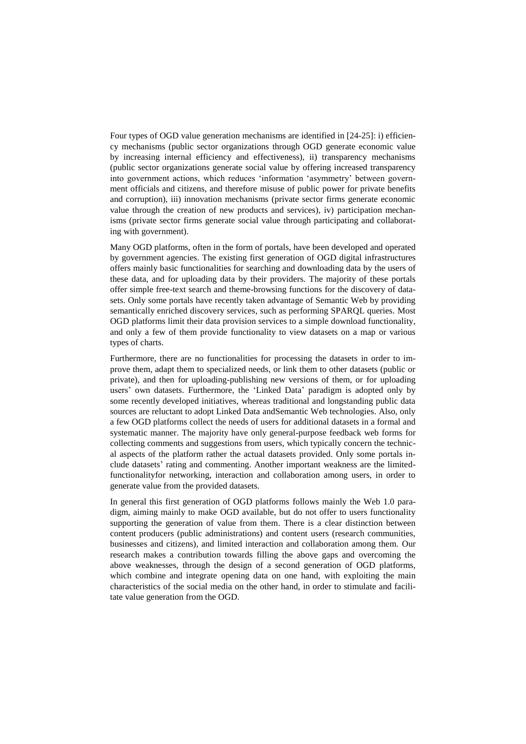Four types of OGD value generation mechanisms are identified in [24-25]: i) efficiency mechanisms (public sector organizations through OGD generate economic value by increasing internal efficiency and effectiveness), ii) transparency mechanisms (public sector organizations generate social value by offering increased transparency into government actions, which reduces 'information 'asymmetry' between government officials and citizens, and therefore misuse of public power for private benefits and corruption), iii) innovation mechanisms (private sector firms generate economic value through the creation of new products and services), iv) participation mechanisms (private sector firms generate social value through participating and collaborating with government).

Many OGD platforms, often in the form of portals, have been developed and operated by government agencies. The existing first generation of OGD digital infrastructures offers mainly basic functionalities for searching and downloading data by the users of these data, and for uploading data by their providers. The majority of these portals offer simple free-text search and theme-browsing functions for the discovery of datasets. Only some portals have recently taken advantage of Semantic Web by providing semantically enriched discovery services, such as performing SPARQL queries. Most OGD platforms limit their data provision services to a simple download functionality, and only a few of them provide functionality to view datasets on a map or various types of charts.

Furthermore, there are no functionalities for processing the datasets in order to improve them, adapt them to specialized needs, or link them to other datasets (public or private), and then for uploading-publishing new versions of them, or for uploading users' own datasets. Furthermore, the 'Linked Data' paradigm is adopted only by some recently developed initiatives, whereas traditional and longstanding public data sources are reluctant to adopt Linked Data andSemantic Web technologies. Also, only a few OGD platforms collect the needs of users for additional datasets in a formal and systematic manner. The majority have only general-purpose feedback web forms for collecting comments and suggestions from users, which typically concern the technical aspects of the platform rather the actual datasets provided. Only some portals include datasets' rating and commenting. Another important weakness are the limited-functionalityfor networking, interaction and collaboration among users, in order to generate value from the provided datasets.

In general this first generation of OGD platforms follows mainly the Web 1.0 paradigm, aiming mainly to make OGD available, but do not offer to users functionality supporting the generation of value from them. There is a clear distinction between content producers (public administrations) and content users (research communities, businesses and citizens), and limited interaction and collaboration among them. Our research makes a contribution towards filling the above gaps and overcoming the above weaknesses, through the design of a second generation of OGD platforms, which combine and integrate opening data on one hand, with exploiting the main characteristics of the social media on the other hand, in order to stimulate and facilitate value generation from the OGD.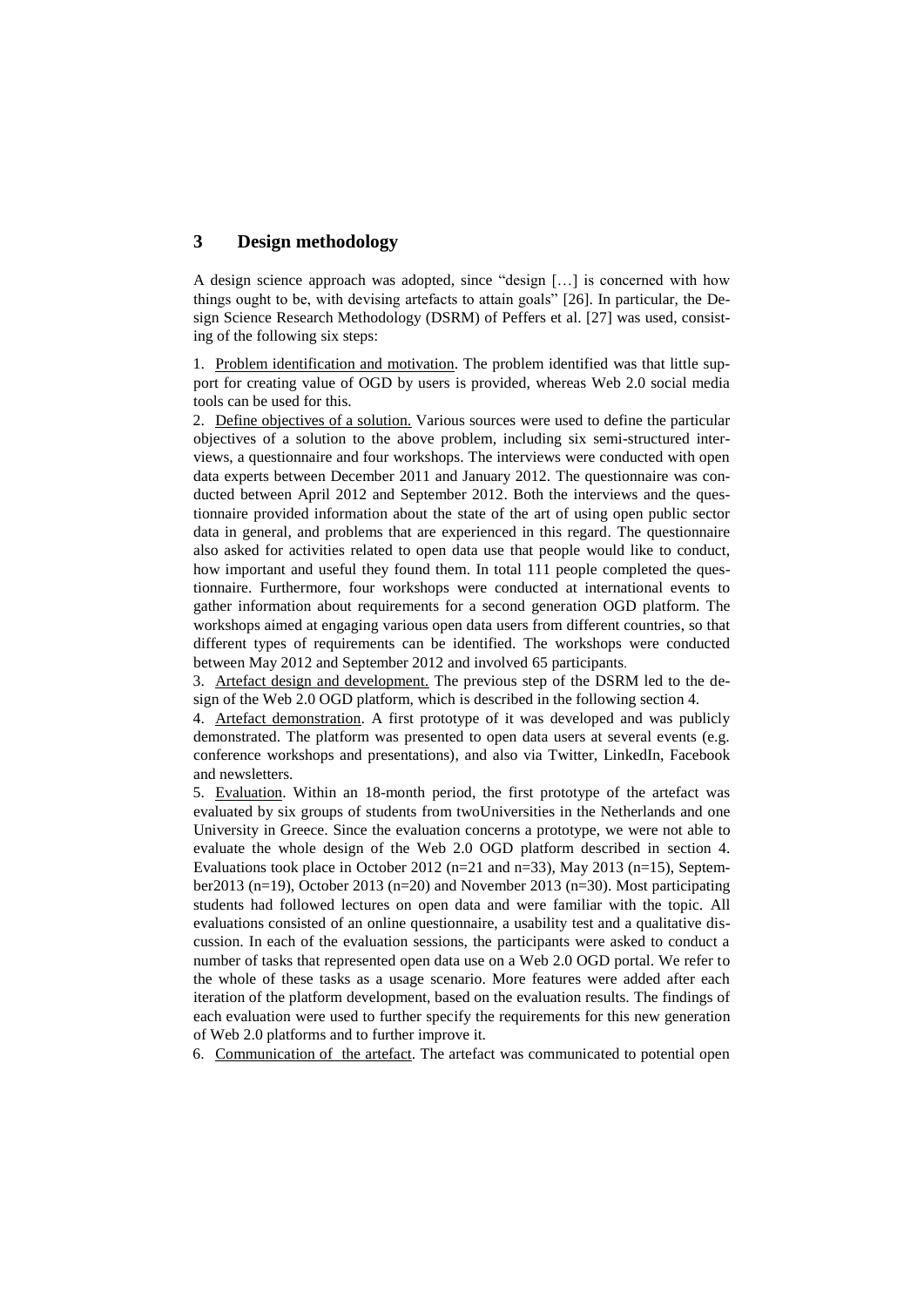## 3 Design methodology

A design science approach was adopted, since "design […] is concerned with how things ought to be, with devising artefacts to attain goals" [26]. In particular, the Design Science Research Methodology (DSRM) of Peffers et al. [27] was used, consisting of the following six steps:

1. Problem identification and motivation. The problem identified was that little support for creating value of OGD by users is provided, whereas Web 2.0 social media tools can be used for this.
2. Define objectives of a solution. Various sources were used to define the particular objectives of a solution to the above problem, including six semi-structured interviews, a questionnaire and four workshops. The interviews were conducted with open data experts between December 2011 and January 2012. The questionnaire was conducted between April 2012 and September 2012. Both the interviews and the questionnaire provided information about the state of the art of using open public sector data in general, and problems that are experienced in this regard. The questionnaire also asked for activities related to open data use that people would like to conduct, how important and useful they found them. In total 111 people completed the questionnaire. Furthermore, four workshops were conducted at international events to gather information about requirements for a second generation OGD platform. The workshops aimed at engaging various open data users from different countries, so that different types of requirements can be identified. The workshops were conducted between May 2012 and September 2012 and involved 65 participants.
3. Artefact design and development. The previous step of the DSRM led to the design of the Web 2.0 OGD platform, which is described in the following section 4.
4. Artefact demonstration. A first prototype of it was developed and was publicly demonstrated. The platform was presented to open data users at several events (e.g. conference workshops and presentations), and also via Twitter, LinkedIn, Facebook and newsletters.
5. Evaluation. Within an 18-month period, the first prototype of the artefact was evaluated by six groups of students from twoUniversities in the Netherlands and one University in Greece. Since the evaluation concerns a prototype, we were not able to evaluate the whole design of the Web 2.0 OGD platform described in section 4. Evaluations took place in October 2012 (n=21 and n=33), May 2013 (n=15), September2013 (n=19), October 2013 (n=20) and November 2013 (n=30). Most participating students had followed lectures on open data and were familiar with the topic. All evaluations consisted of an online questionnaire, a usability test and a qualitative discussion. In each of the evaluation sessions, the participants were asked to conduct a number of tasks that represented open data use on a Web 2.0 OGD portal. We refer to the whole of these tasks as a usage scenario. More features were added after each iteration of the platform development, based on the evaluation results. The findings of each evaluation were used to further specify the requirements for this new generation of Web 2.0 platforms and to further improve it.
6. Communication of the artefact. The artefact was communicated to potential open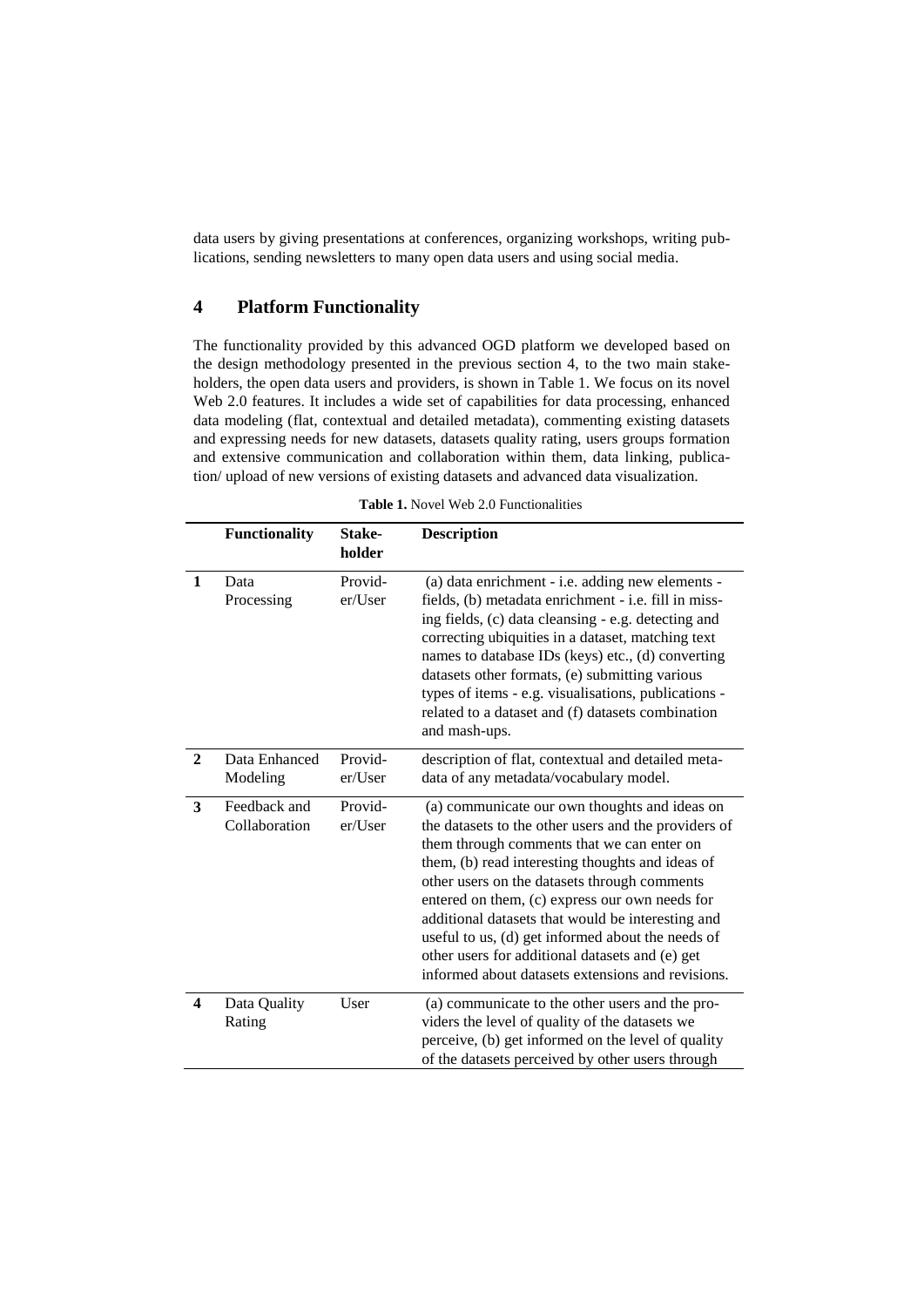data users by giving presentations at conferences, organizing workshops, writing publications, sending newsletters to many open data users and using social media.

## 4 Platform Functionality

The functionality provided by this advanced OGD platform we developed based on the design methodology presented in the previous section 4, to the two main stakeholders, the open data users and providers, is shown in Table 1. We focus on its novel Web 2.0 features. It includes a wide set of capabilities for data processing, enhanced data modeling (flat, contextual and detailed metadata), commenting existing datasets and expressing needs for new datasets, datasets quality rating, users groups formation and extensive communication and collaboration within them, data linking, publication/ upload of new versions of existing datasets and advanced data visualization.

**Table 1.** Novel Web 2.0 Functionalities

| | Functionality | Stakeholder | Description |
|---|---|---|---|
| **1** | Data Processing | Provider/User | (a) data enrichment - i.e. adding new elements - fields, (b) metadata enrichment - i.e. fill in missing fields, (c) data cleansing - e.g. detecting and correcting ubiquities in a dataset, matching text names to database IDs (keys) etc., (d) converting datasets other formats, (e) submitting various types of items - e.g. visualisations, publications - related to a dataset and (f) datasets combination and mash-ups. |
| **2** | Data Enhanced Modeling | Provider/User | description of flat, contextual and detailed metadata of any metadata/vocabulary model. |
| **3** | Feedback and Collaboration | Provider/User | (a) communicate our own thoughts and ideas on the datasets to the other users and the providers of them through comments that we can enter on them, (b) read interesting thoughts and ideas of other users on the datasets through comments entered on them, (c) express our own needs for additional datasets that would be interesting and useful to us, (d) get informed about the needs of other users for additional datasets and (e) get informed about datasets extensions and revisions. |
| **4** | Data Quality Rating | User | (a) communicate to the other users and the providers the level of quality of the datasets we perceive, (b) get informed on the level of quality of the datasets perceived by other users through |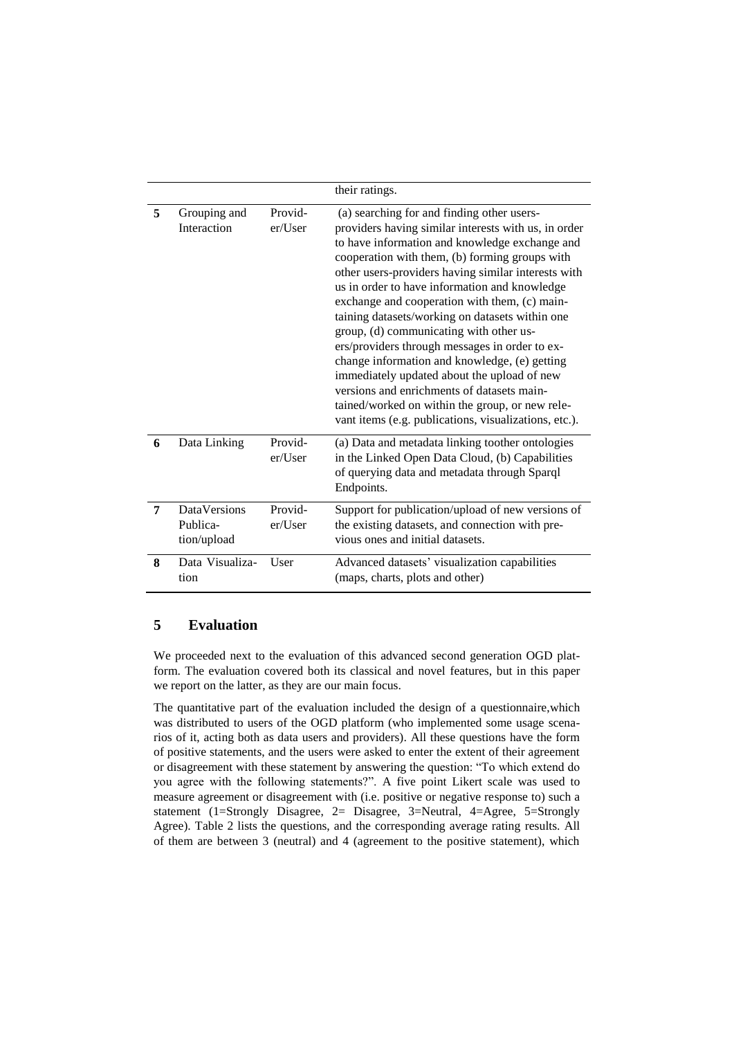| | | | their ratings. |
|---|---|---|---|
| 5 | Grouping and Interaction | Provid-er/User | (a) searching for and finding other users-providers having similar interests with us, in order to have information and knowledge exchange and cooperation with them, (b) forming groups with other users-providers having similar interests with us in order to have information and knowledge exchange and cooperation with them, (c) maintaining datasets/working on datasets within one group, (d) communicating with other users/providers through messages in order to exchange information and knowledge, (e) getting immediately updated about the upload of new versions and enrichments of datasets maintained/worked on within the group, or new relevant items (e.g. publications, visualizations, etc.). |
| 6 | Data Linking | Provid-er/User | (a) Data and metadata linking toother ontologies in the Linked Open Data Cloud, (b) Capabilities of querying data and metadata through Sparql Endpoints. |
| 7 | DataVersions Publica-tion/upload | Provid-er/User | Support for publication/upload of new versions of the existing datasets, and connection with previous ones and initial datasets. |
| 8 | Data Visualiza-tion | User | Advanced datasets' visualization capabilities (maps, charts, plots and other) |

## 5 Evaluation

We proceeded next to the evaluation of this advanced second generation OGD platform. The evaluation covered both its classical and novel features, but in this paper we report on the latter, as they are our main focus.

The quantitative part of the evaluation included the design of a questionnaire,which was distributed to users of the OGD platform (who implemented some usage scenarios of it, acting both as data users and providers). All these questions have the form of positive statements, and the users were asked to enter the extent of their agreement or disagreement with these statement by answering the question: "To which extend do you agree with the following statements?". A five point Likert scale was used to measure agreement or disagreement with (i.e. positive or negative response to) such a statement (1=Strongly Disagree, 2= Disagree, 3=Neutral, 4=Agree, 5=Strongly Agree). Table 2 lists the questions, and the corresponding average rating results. All of them are between 3 (neutral) and 4 (agreement to the positive statement), which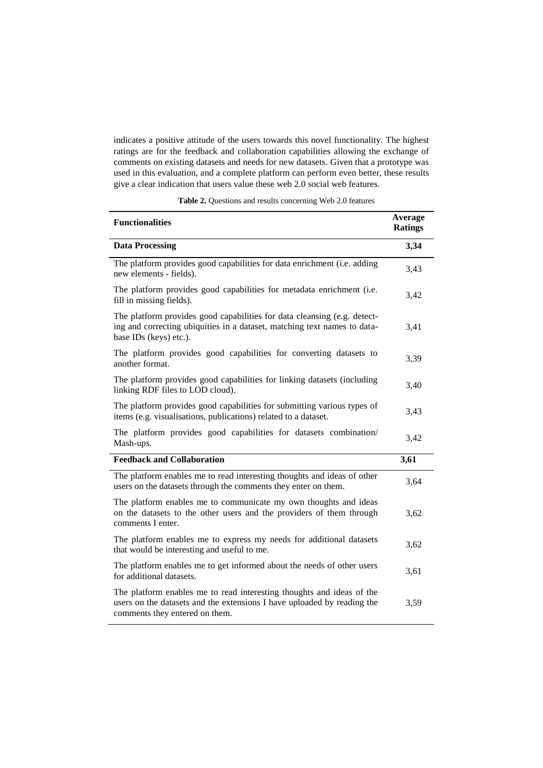indicates a positive attitude of the users towards this novel functionality. The highest ratings are for the feedback and collaboration capabilities allowing the exchange of comments on existing datasets and needs for new datasets. Given that a prototype was used in this evaluation, and a complete platform can perform even better, these results give a clear indication that users value these web 2.0 social web features.

**Table 2.** Questions and results concerning Web 2.0 features

| Functionalities | Average Ratings |
|---|---|
| **Data Processing** | **3,34** |
| The platform provides good capabilities for data enrichment (i.e. adding new elements - fields). | 3,43 |
| The platform provides good capabilities for metadata enrichment (i.e. fill in missing fields). | 3,42 |
| The platform provides good capabilities for data cleansing (e.g. detecting and correcting ubiquities in a dataset, matching text names to database IDs (keys) etc.). | 3,41 |
| The platform provides good capabilities for converting datasets to another format. | 3,39 |
| The platform provides good capabilities for linking datasets (including linking RDF files to LOD cloud). | 3,40 |
| The platform provides good capabilities for submitting various types of items (e.g. visualisations, publications) related to a dataset. | 3,43 |
| The platform provides good capabilities for datasets combination/ Mash-ups. | 3,42 |
| **Feedback and Collaboration** | **3,61** |
| The platform enables me to read interesting thoughts and ideas of other users on the datasets through the comments they enter on them. | 3,64 |
| The platform enables me to communicate my own thoughts and ideas on the datasets to the other users and the providers of them through comments I enter. | 3,62 |
| The platform enables me to express my needs for additional datasets that would be interesting and useful to me. | 3,62 |
| The platform enables me to get informed about the needs of other users for additional datasets. | 3,61 |
| The platform enables me to read interesting thoughts and ideas of the users on the datasets and the extensions I have uploaded by reading the comments they entered on them. | 3,59 |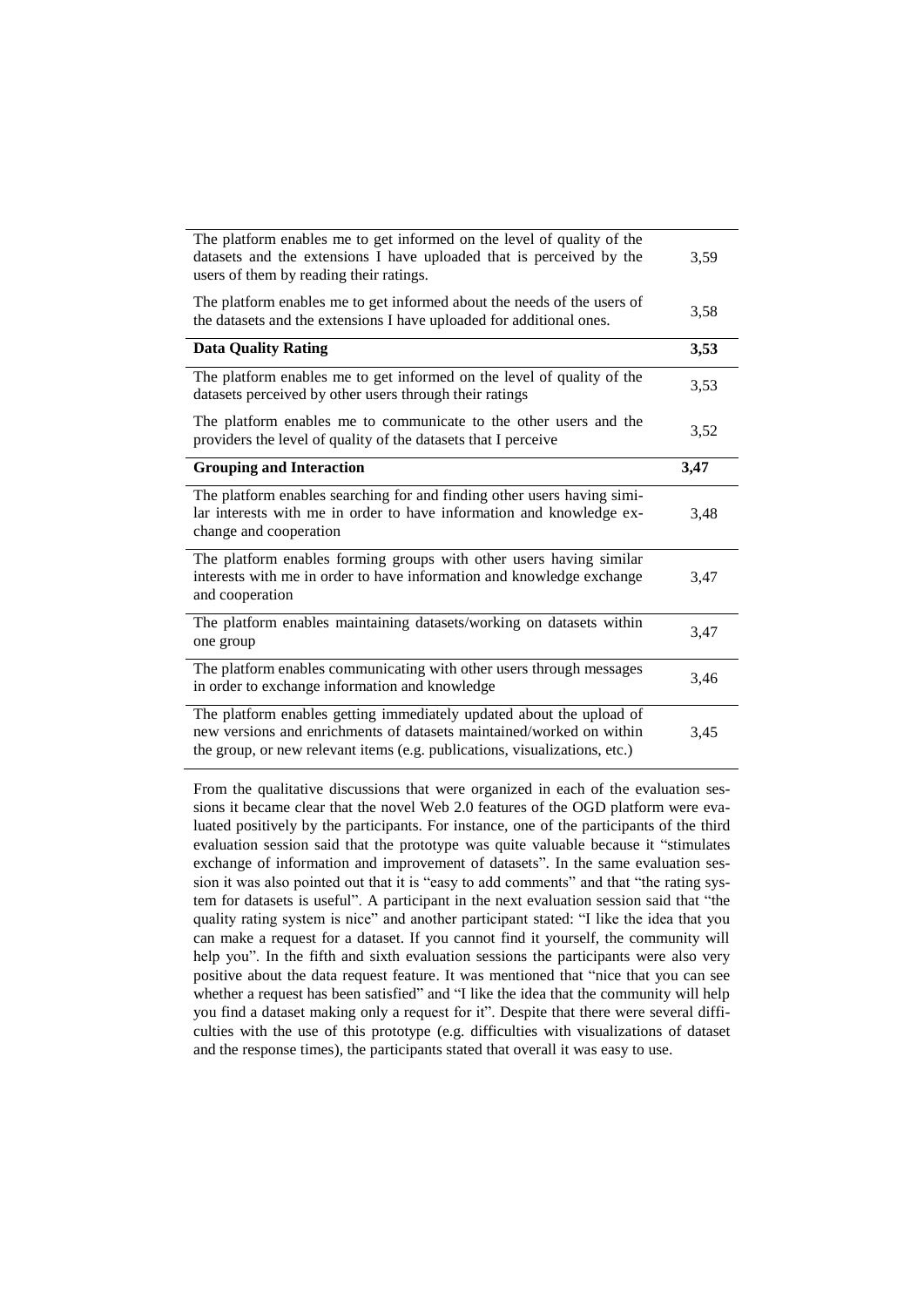| | |
|---|---|
| The platform enables me to get informed on the level of quality of the datasets and the extensions I have uploaded that is perceived by the users of them by reading their ratings. | 3,59 |
| The platform enables me to get informed about the needs of the users of the datasets and the extensions I have uploaded for additional ones. | 3,58 |
| **Data Quality Rating** | **3,53** |
| The platform enables me to get informed on the level of quality of the datasets perceived by other users through their ratings | 3,53 |
| The platform enables me to communicate to the other users and the providers the level of quality of the datasets that I perceive | 3,52 |
| **Grouping and Interaction** | **3,47** |
| The platform enables searching for and finding other users having similar interests with me in order to have information and knowledge exchange and cooperation | 3,48 |
| The platform enables forming groups with other users having similar interests with me in order to have information and knowledge exchange and cooperation | 3,47 |
| The platform enables maintaining datasets/working on datasets within one group | 3,47 |
| The platform enables communicating with other users through messages in order to exchange information and knowledge | 3,46 |
| The platform enables getting immediately updated about the upload of new versions and enrichments of datasets maintained/worked on within the group, or new relevant items (e.g. publications, visualizations, etc.) | 3,45 |

From the qualitative discussions that were organized in each of the evaluation sessions it became clear that the novel Web 2.0 features of the OGD platform were evaluated positively by the participants. For instance, one of the participants of the third evaluation session said that the prototype was quite valuable because it "stimulates exchange of information and improvement of datasets". In the same evaluation session it was also pointed out that it is "easy to add comments" and that "the rating system for datasets is useful". A participant in the next evaluation session said that "the quality rating system is nice" and another participant stated: "I like the idea that you can make a request for a dataset. If you cannot find it yourself, the community will help you". In the fifth and sixth evaluation sessions the participants were also very positive about the data request feature. It was mentioned that "nice that you can see whether a request has been satisfied" and "I like the idea that the community will help you find a dataset making only a request for it". Despite that there were several difficulties with the use of this prototype (e.g. difficulties with visualizations of dataset and the response times), the participants stated that overall it was easy to use.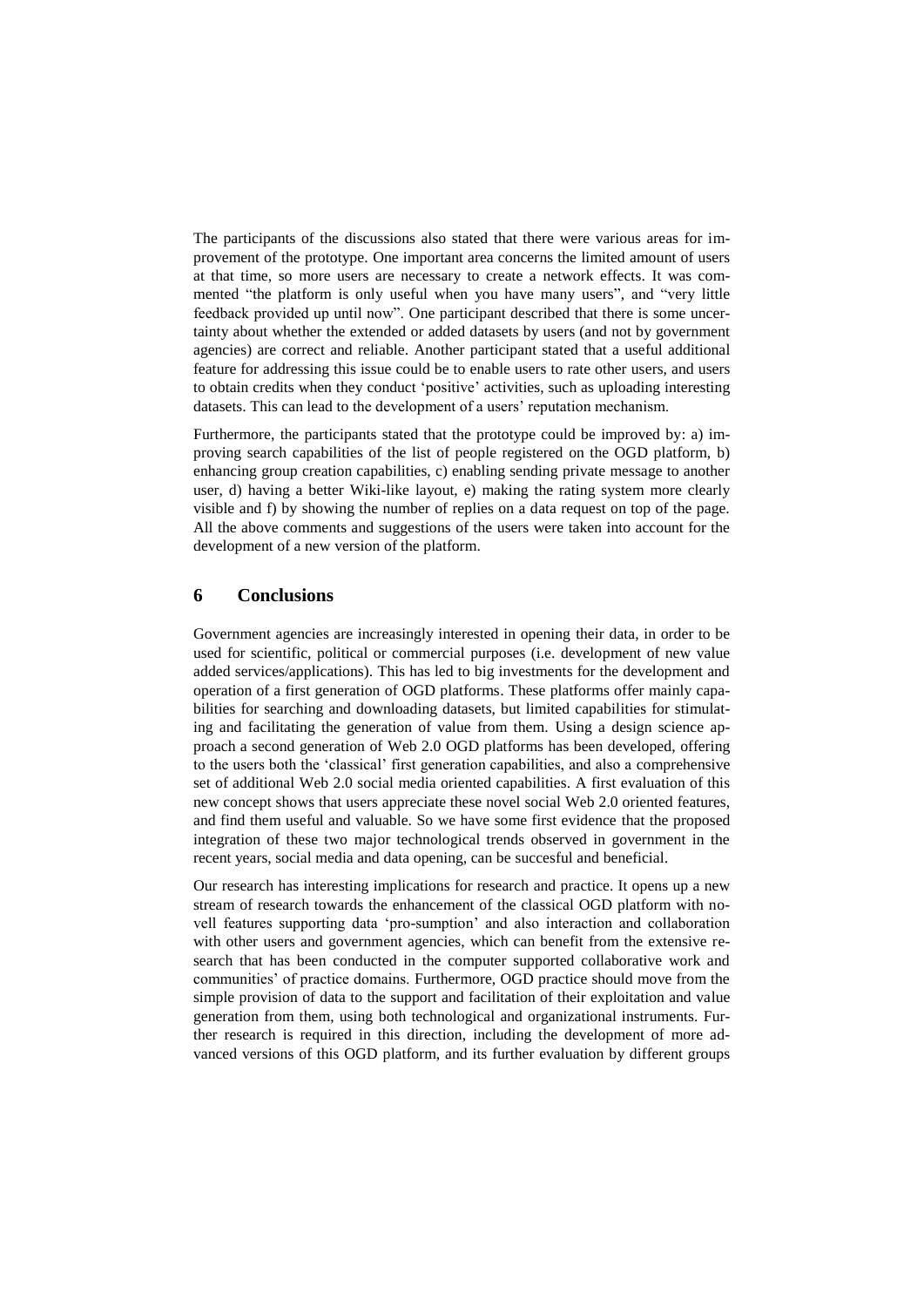The participants of the discussions also stated that there were various areas for improvement of the prototype. One important area concerns the limited amount of users at that time, so more users are necessary to create a network effects. It was commented "the platform is only useful when you have many users", and "very little feedback provided up until now". One participant described that there is some uncertainty about whether the extended or added datasets by users (and not by government agencies) are correct and reliable. Another participant stated that a useful additional feature for addressing this issue could be to enable users to rate other users, and users to obtain credits when they conduct 'positive' activities, such as uploading interesting datasets. This can lead to the development of a users' reputation mechanism.

Furthermore, the participants stated that the prototype could be improved by: a) improving search capabilities of the list of people registered on the OGD platform, b) enhancing group creation capabilities, c) enabling sending private message to another user, d) having a better Wiki-like layout, e) making the rating system more clearly visible and f) by showing the number of replies on a data request on top of the page. All the above comments and suggestions of the users were taken into account for the development of a new version of the platform.

## 6 Conclusions

Government agencies are increasingly interested in opening their data, in order to be used for scientific, political or commercial purposes (i.e. development of new value added services/applications). This has led to big investments for the development and operation of a first generation of OGD platforms. These platforms offer mainly capabilities for searching and downloading datasets, but limited capabilities for stimulating and facilitating the generation of value from them. Using a design science approach a second generation of Web 2.0 OGD platforms has been developed, offering to the users both the 'classical' first generation capabilities, and also a comprehensive set of additional Web 2.0 social media oriented capabilities. A first evaluation of this new concept shows that users appreciate these novel social Web 2.0 oriented features, and find them useful and valuable. So we have some first evidence that the proposed integration of these two major technological trends observed in government in the recent years, social media and data opening, can be succesful and beneficial.

Our research has interesting implications for research and practice. It opens up a new stream of research towards the enhancement of the classical OGD platform with novell features supporting data 'pro-sumption' and also interaction and collaboration with other users and government agencies, which can benefit from the extensive research that has been conducted in the computer supported collaborative work and communities' of practice domains. Furthermore, OGD practice should move from the simple provision of data to the support and facilitation of their exploitation and value generation from them, using both technological and organizational instruments. Further research is required in this direction, including the development of more advanced versions of this OGD platform, and its further evaluation by different groups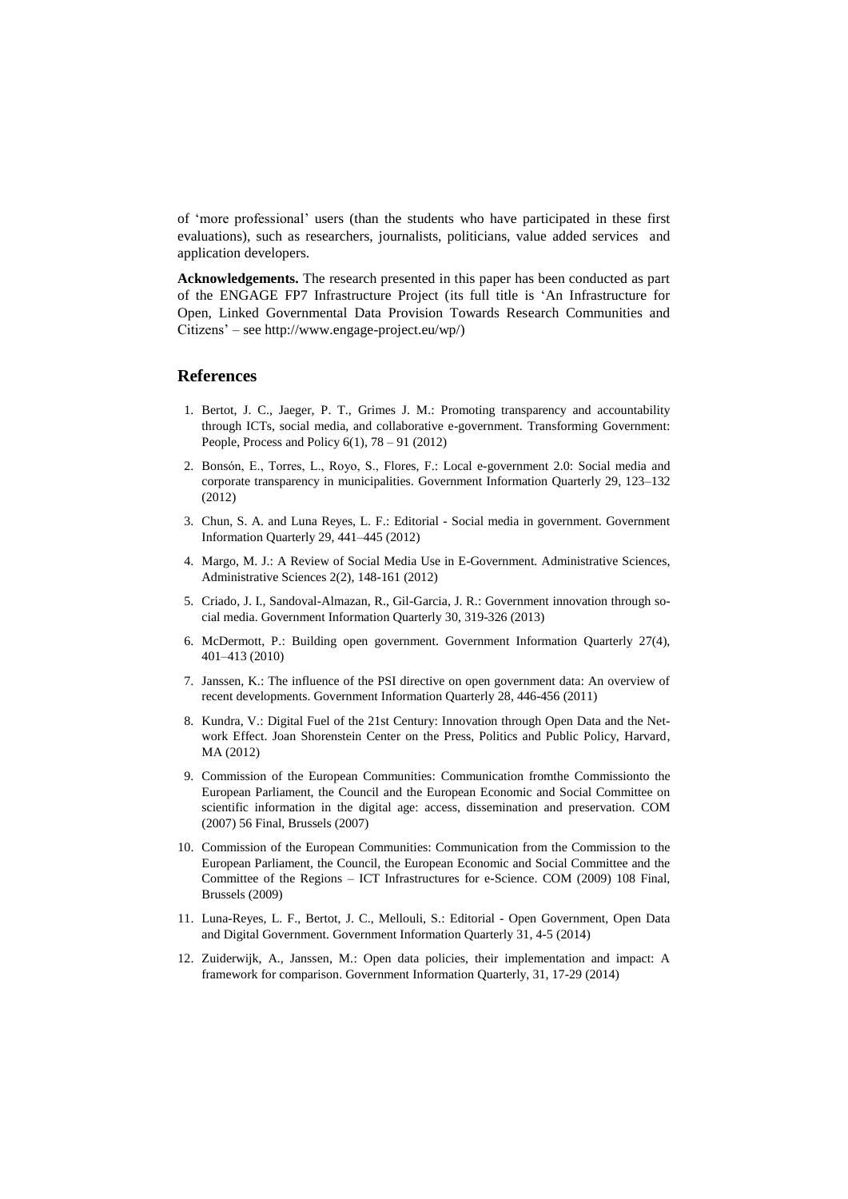of 'more professional' users (than the students who have participated in these first evaluations), such as researchers, journalists, politicians, value added services and application developers.

**Acknowledgements.** The research presented in this paper has been conducted as part of the ENGAGE FP7 Infrastructure Project (its full title is 'An Infrastructure for Open, Linked Governmental Data Provision Towards Research Communities and Citizens' – see http://www.engage-project.eu/wp/)

## References

1. Bertot, J. C., Jaeger, P. T., Grimes J. M.: Promoting transparency and accountability through ICTs, social media, and collaborative e-government. Transforming Government: People, Process and Policy 6(1), 78 – 91 (2012)
2. Bonsón, E., Torres, L., Royo, S., Flores, F.: Local e-government 2.0: Social media and corporate transparency in municipalities. Government Information Quarterly 29, 123–132 (2012)
3. Chun, S. A. and Luna Reyes, L. F.: Editorial - Social media in government. Government Information Quarterly 29, 441–445 (2012)
4. Margo, M. J.: A Review of Social Media Use in E-Government. Administrative Sciences, Administrative Sciences 2(2), 148-161 (2012)
5. Criado, J. I., Sandoval-Almazan, R., Gil-Garcia, J. R.: Government innovation through social media. Government Information Quarterly 30, 319-326 (2013)
6. McDermott, P.: Building open government. Government Information Quarterly 27(4), 401–413 (2010)
7. Janssen, K.: The influence of the PSI directive on open government data: An overview of recent developments. Government Information Quarterly 28, 446-456 (2011)
8. Kundra, V.: Digital Fuel of the 21st Century: Innovation through Open Data and the Network Effect. Joan Shorenstein Center on the Press, Politics and Public Policy, Harvard, MA (2012)
9. Commission of the European Communities: Communication fromthe Commissionto the European Parliament, the Council and the European Economic and Social Committee on scientific information in the digital age: access, dissemination and preservation. COM (2007) 56 Final, Brussels (2007)
10. Commission of the European Communities: Communication from the Commission to the European Parliament, the Council, the European Economic and Social Committee and the Committee of the Regions – ICT Infrastructures for e-Science. COM (2009) 108 Final, Brussels (2009)
11. Luna-Reyes, L. F., Bertot, J. C., Mellouli, S.: Editorial - Open Government, Open Data and Digital Government. Government Information Quarterly 31, 4-5 (2014)
12. Zuiderwijk, A., Janssen, M.: Open data policies, their implementation and impact: A framework for comparison. Government Information Quarterly, 31, 17-29 (2014)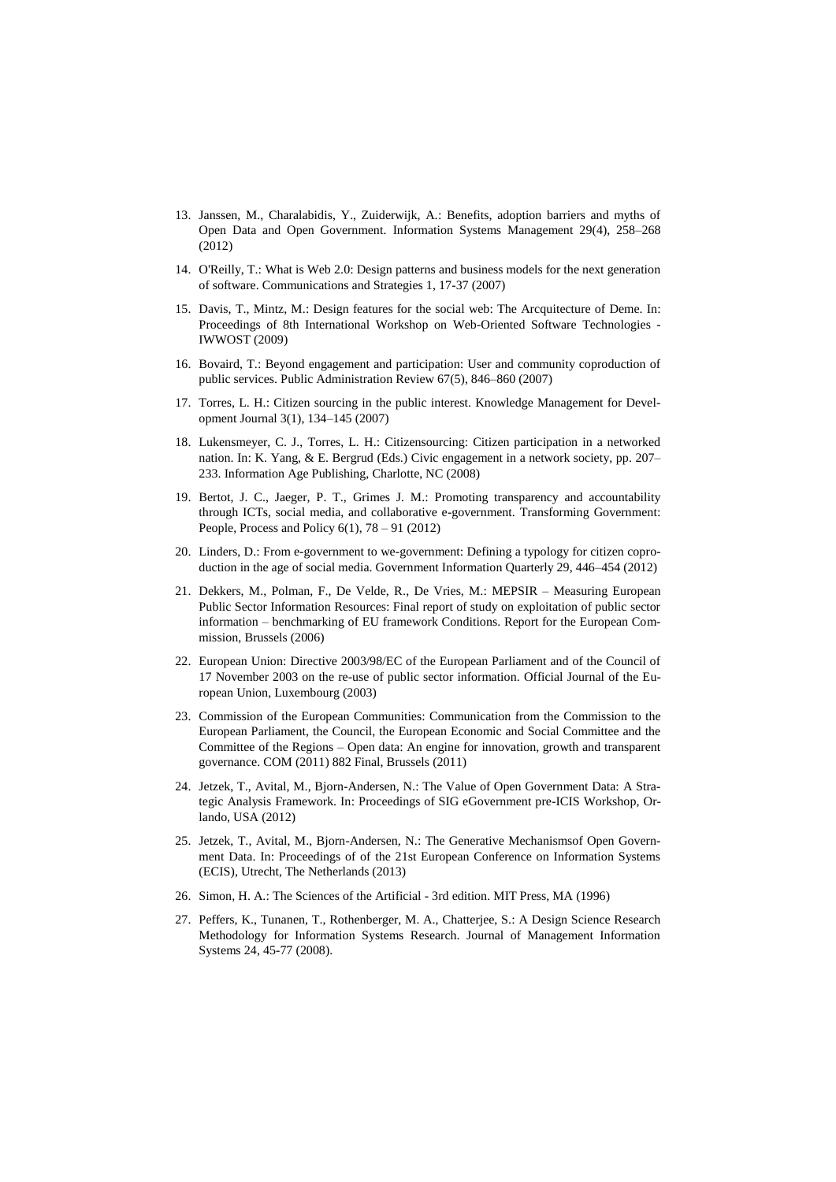13. Janssen, M., Charalabidis, Y., Zuiderwijk, A.: Benefits, adoption barriers and myths of Open Data and Open Government. Information Systems Management 29(4), 258–268 (2012)
14. O'Reilly, T.: What is Web 2.0: Design patterns and business models for the next generation of software. Communications and Strategies 1, 17-37 (2007)
15. Davis, T., Mintz, M.: Design features for the social web: The Arcquitecture of Deme. In: Proceedings of 8th International Workshop on Web-Oriented Software Technologies - IWWOST (2009)
16. Bovaird, T.: Beyond engagement and participation: User and community coproduction of public services. Public Administration Review 67(5), 846–860 (2007)
17. Torres, L. H.: Citizen sourcing in the public interest. Knowledge Management for Development Journal 3(1), 134–145 (2007)
18. Lukensmeyer, C. J., Torres, L. H.: Citizensourcing: Citizen participation in a networked nation. In: K. Yang, & E. Bergrud (Eds.) Civic engagement in a network society, pp. 207–233. Information Age Publishing, Charlotte, NC (2008)
19. Bertot, J. C., Jaeger, P. T., Grimes J. M.: Promoting transparency and accountability through ICTs, social media, and collaborative e-government. Transforming Government: People, Process and Policy 6(1), 78 – 91 (2012)
20. Linders, D.: From e-government to we-government: Defining a typology for citizen coproduction in the age of social media. Government Information Quarterly 29, 446–454 (2012)
21. Dekkers, M., Polman, F., De Velde, R., De Vries, M.: MEPSIR – Measuring European Public Sector Information Resources: Final report of study on exploitation of public sector information – benchmarking of EU framework Conditions. Report for the European Commission, Brussels (2006)
22. European Union: Directive 2003/98/EC of the European Parliament and of the Council of 17 November 2003 on the re-use of public sector information. Official Journal of the European Union, Luxembourg (2003)
23. Commission of the European Communities: Communication from the Commission to the European Parliament, the Council, the European Economic and Social Committee and the Committee of the Regions – Open data: An engine for innovation, growth and transparent governance. COM (2011) 882 Final, Brussels (2011)
24. Jetzek, T., Avital, M., Bjorn-Andersen, N.: The Value of Open Government Data: A Strategic Analysis Framework. In: Proceedings of SIG eGovernment pre-ICIS Workshop, Orlando, USA (2012)
25. Jetzek, T., Avital, M., Bjorn-Andersen, N.: The Generative Mechanismsof Open Government Data. In: Proceedings of of the 21st European Conference on Information Systems (ECIS), Utrecht, The Netherlands (2013)
26. Simon, H. A.: The Sciences of the Artificial - 3rd edition. MIT Press, MA (1996)
27. Peffers, K., Tunanen, T., Rothenberger, M. A., Chatterjee, S.: A Design Science Research Methodology for Information Systems Research. Journal of Management Information Systems 24, 45-77 (2008).